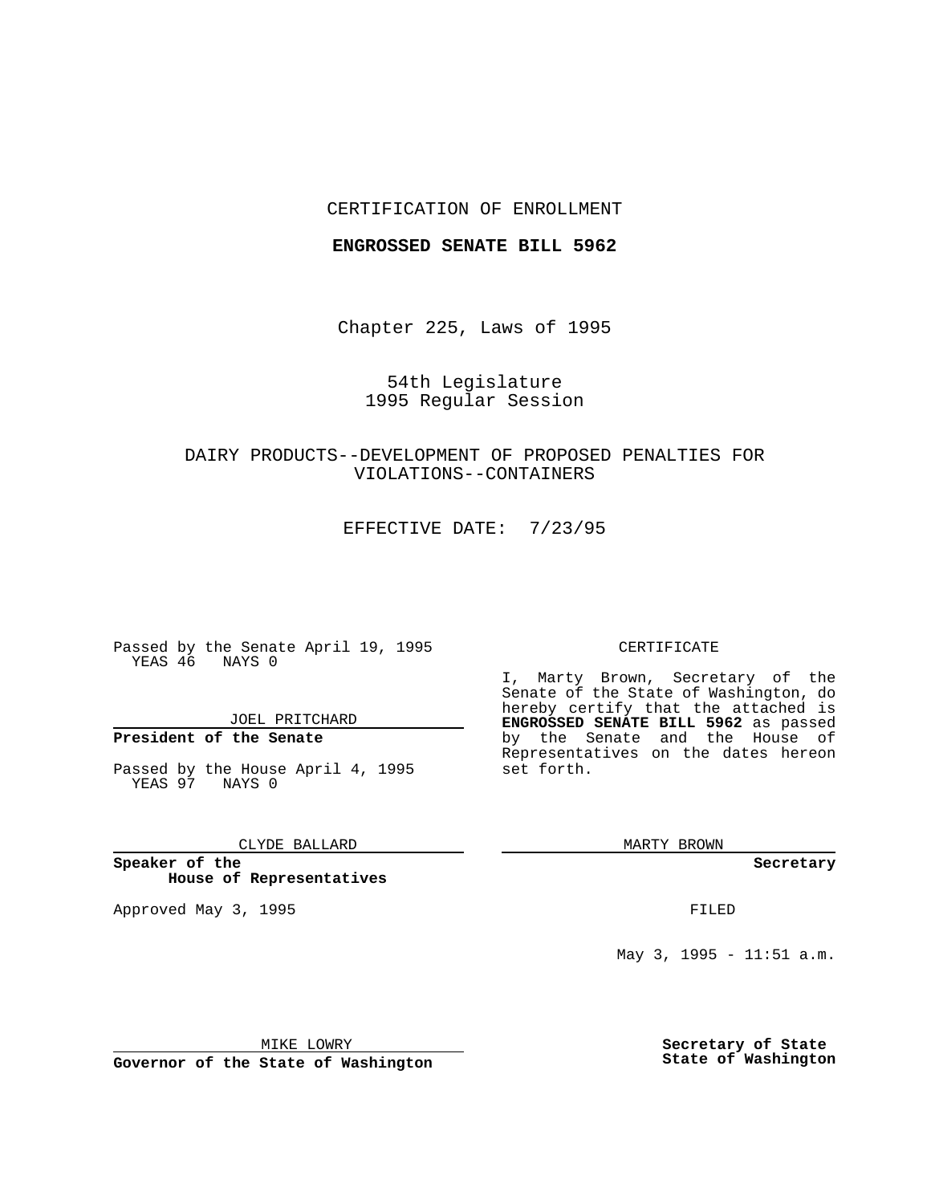CERTIFICATION OF ENROLLMENT

**ENGROSSED SENATE BILL 5962**

Chapter 225, Laws of 1995

54th Legislature
1995 Regular Session

DAIRY PRODUCTS--DEVELOPMENT OF PROPOSED PENALTIES FOR VIOLATIONS--CONTAINERS

EFFECTIVE DATE: 7/23/95

Passed by the Senate April 19, 1995
YEAS 46 NAYS 0

JOEL PRITCHARD

**President of the Senate**

Passed by the House April 4, 1995
YEAS 97 NAYS 0

CLYDE BALLARD

**Speaker of the House of Representatives**

Approved May 3, 1995

MIKE LOWRY

**Governor of the State of Washington**

CERTIFICATE

I, Marty Brown, Secretary of the Senate of the State of Washington, do hereby certify that the attached is **ENGROSSED SENATE BILL 5962** as passed by the Senate and the House of Representatives on the dates hereon set forth.

MARTY BROWN

**Secretary**

FILED

May 3, 1995 - 11:51 a.m.

**Secretary of State**
**State of Washington**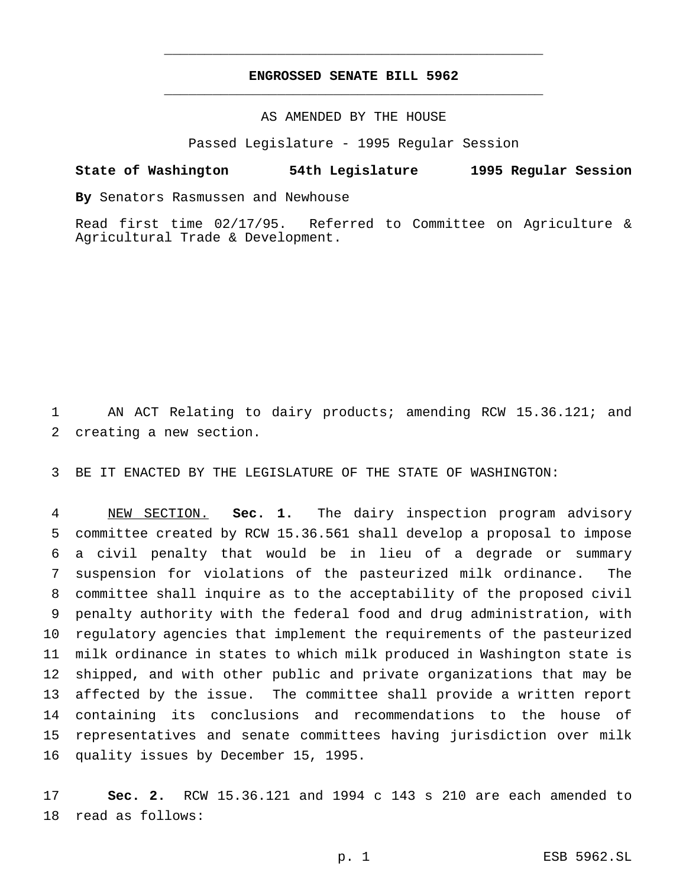**ENGROSSED SENATE BILL 5962**

AS AMENDED BY THE HOUSE

Passed Legislature - 1995 Regular Session

**State of Washington 54th Legislature 1995 Regular Session**

**By** Senators Rasmussen and Newhouse

Read first time 02/17/95. Referred to Committee on Agriculture & Agricultural Trade & Development.

AN ACT Relating to dairy products; amending RCW 15.36.121; and creating a new section.

BE IT ENACTED BY THE LEGISLATURE OF THE STATE OF WASHINGTON:

NEW SECTION. **Sec. 1.** The dairy inspection program advisory committee created by RCW 15.36.561 shall develop a proposal to impose a civil penalty that would be in lieu of a degrade or summary suspension for violations of the pasteurized milk ordinance. The committee shall inquire as to the acceptability of the proposed civil penalty authority with the federal food and drug administration, with regulatory agencies that implement the requirements of the pasteurized milk ordinance in states to which milk produced in Washington state is shipped, and with other public and private organizations that may be affected by the issue. The committee shall provide a written report containing its conclusions and recommendations to the house of representatives and senate committees having jurisdiction over milk quality issues by December 15, 1995.

**Sec. 2.** RCW 15.36.121 and 1994 c 143 s 210 are each amended to read as follows: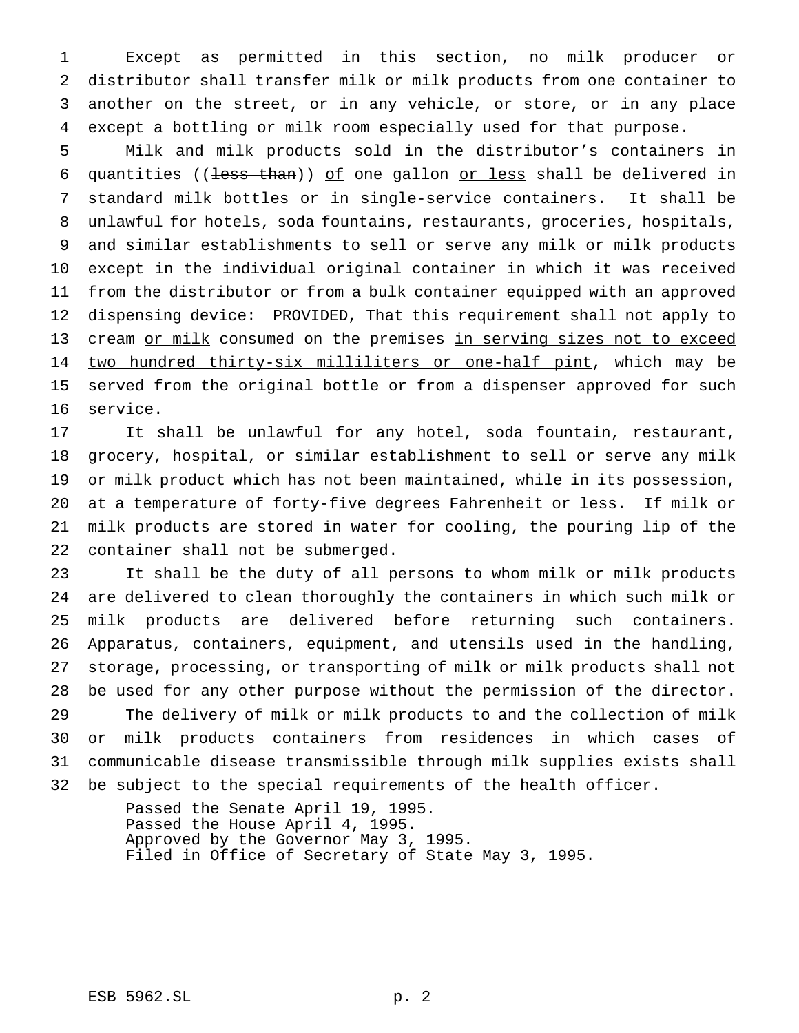Except as permitted in this section, no milk producer or distributor shall transfer milk or milk products from one container to another on the street, or in any vehicle, or store, or in any place except a bottling or milk room especially used for that purpose.

Milk and milk products sold in the distributor's containers in quantities ((~~less than~~)) <u>of</u> one gallon <u>or less</u> shall be delivered in standard milk bottles or in single-service containers. It shall be unlawful for hotels, soda fountains, restaurants, groceries, hospitals, and similar establishments to sell or serve any milk or milk products except in the individual original container in which it was received from the distributor or from a bulk container equipped with an approved dispensing device: PROVIDED, That this requirement shall not apply to cream <u>or milk</u> consumed on the premises <u>in serving sizes not to exceed two hundred thirty-six milliliters or one-half pint</u>, which may be served from the original bottle or from a dispenser approved for such service.

It shall be unlawful for any hotel, soda fountain, restaurant, grocery, hospital, or similar establishment to sell or serve any milk or milk product which has not been maintained, while in its possession, at a temperature of forty-five degrees Fahrenheit or less. If milk or milk products are stored in water for cooling, the pouring lip of the container shall not be submerged.

It shall be the duty of all persons to whom milk or milk products are delivered to clean thoroughly the containers in which such milk or milk products are delivered before returning such containers. Apparatus, containers, equipment, and utensils used in the handling, storage, processing, or transporting of milk or milk products shall not be used for any other purpose without the permission of the director.

The delivery of milk or milk products to and the collection of milk or milk products containers from residences in which cases of communicable disease transmissible through milk supplies exists shall be subject to the special requirements of the health officer.

Passed the Senate April 19, 1995.
Passed the House April 4, 1995.
Approved by the Governor May 3, 1995.
Filed in Office of Secretary of State May 3, 1995.